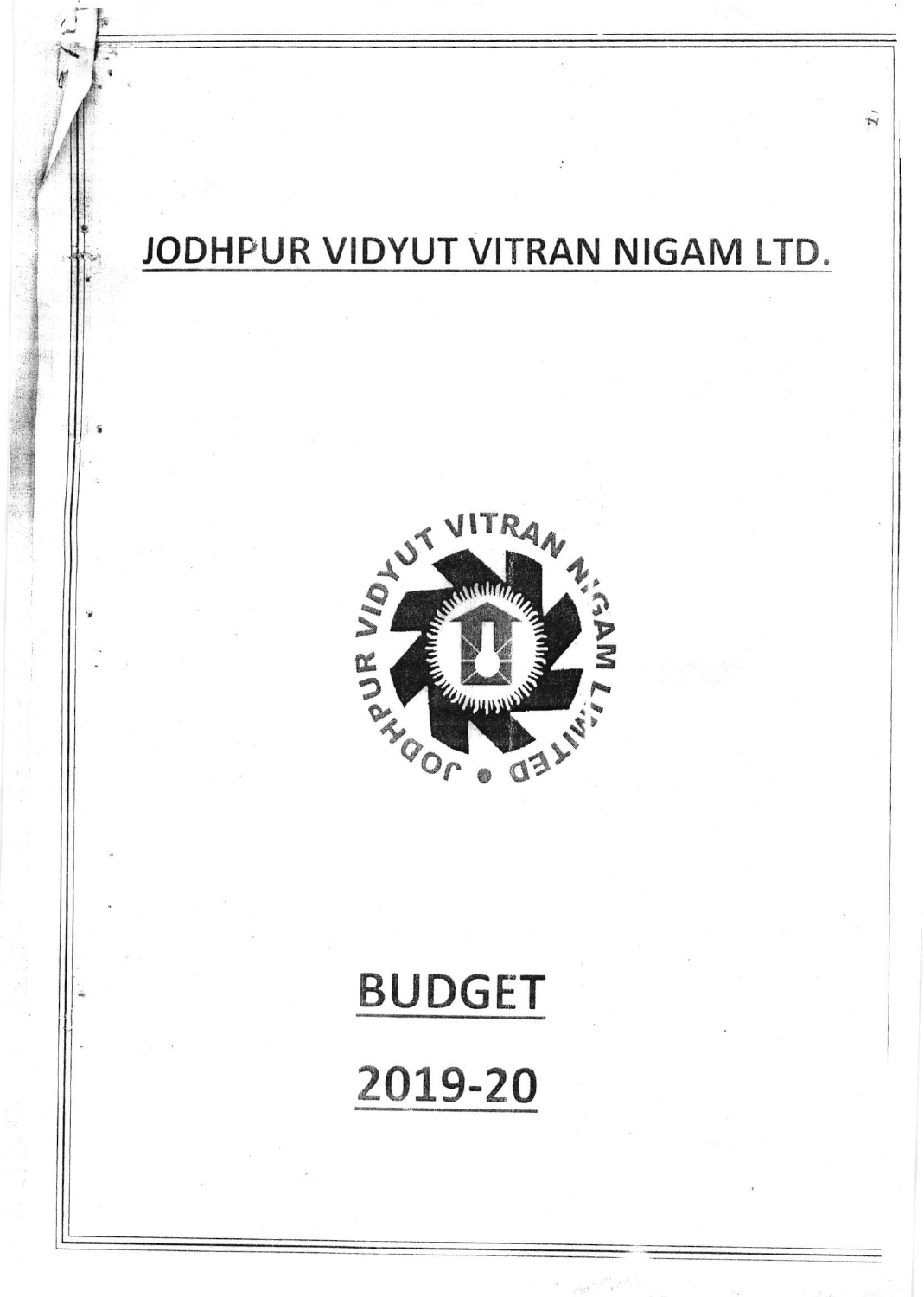# JODHPUR VIDYUT VITRAN NIGAM LTD.

# BUDGET

# 2019-20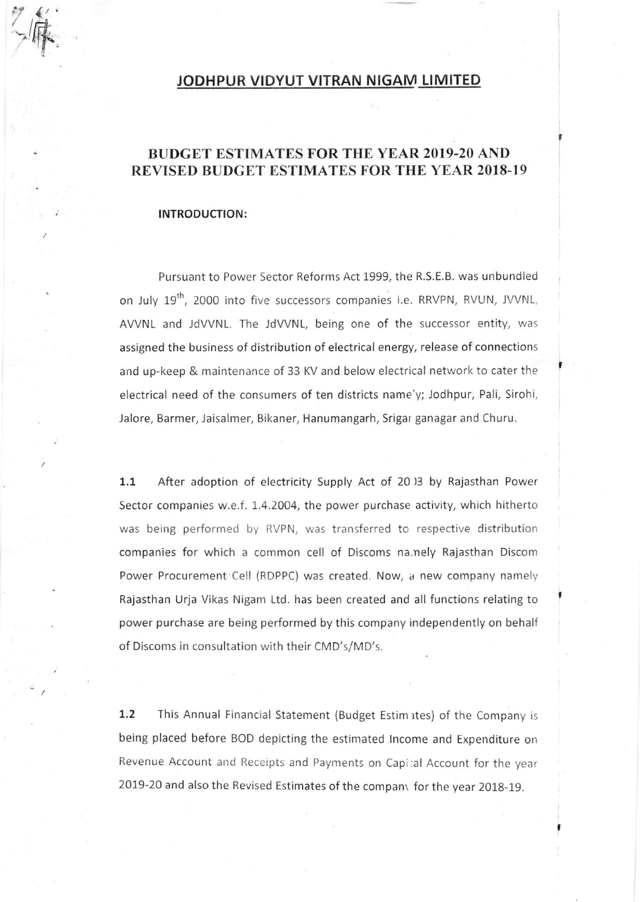# JODHPUR VIDYUT VITRAN NIGAM LIMITED

## BUDGET ESTIMATES FOR THE YEAR 2019-20 AND REVISED BUDGET ESTIMATES FOR THE YEAR 2018-19

**INTRODUCTION:**

Pursuant to Power Sector Reforms Act 1999, the R.S.E.B. was unbundled on July 19th, 2000 into five successors companies i.e. RRVPN, RVUN, JVVNL, AVVNL and JdVVNL. The JdVVNL, being one of the successor entity, was assigned the business of distribution of electrical energy, release of connections and up-keep & maintenance of 33 KV and below electrical network to cater the electrical need of the consumers of ten districts namely; Jodhpur, Pali, Sirohi, Jalore, Barmer, Jaisalmer, Bikaner, Hanumangarh, Sriganganagar and Churu.

**1.1** After adoption of electricity Supply Act of 2003 by Rajasthan Power Sector companies w.e.f. 1.4.2004, the power purchase activity, which hitherto was being performed by RVPN, was transferred to respective distribution companies for which a common cell of Discoms namely Rajasthan Discom Power Procurement Cell (RDPPC) was created. Now, a new company namely Rajasthan Urja Vikas Nigam Ltd. has been created and all functions relating to power purchase are being performed by this company independently on behalf of Discoms in consultation with their CMD's/MD's.

**1.2** This Annual Financial Statement (Budget Estimates) of the Company is being placed before BOD depicting the estimated Income and Expenditure on Revenue Account and Receipts and Payments on Capital Account for the year 2019-20 and also the Revised Estimates of the company for the year 2018-19.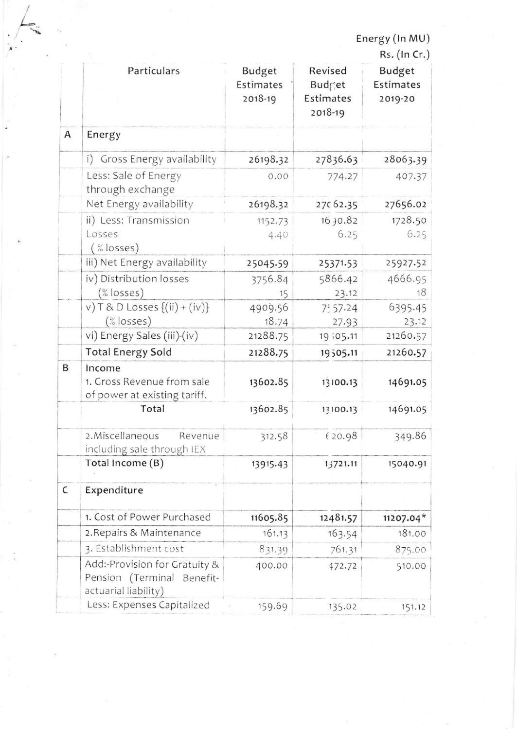Energy (In MU)
Rs. (In Cr.)

| | Particulars | Budget Estimates 2018-19 | Revised Budget Estimates 2018-19 | Budget Estimates 2019-20 |
|---|---|---|---|---|
| A | Energy | | | |
| | i) Gross Energy availability | 26198.32 | 27836.63 | 28063.39 |
| | Less: Sale of Energy through exchange | 0.00 | 774.27 | 407.37 |
| | Net Energy availability | 26198.32 | 27062.35 | 27656.02 |
| | ii) Less: Transmission Losses (% losses) | 1152.73<br>4.40 | 1690.82<br>6.25 | 1728.50<br>6.25 |
| | iii) Net Energy availability | 25045.59 | 25371.53 | 25927.52 |
| | iv) Distribution losses (% losses) | 3756.84<br>15 | 5866.42<br>23.12 | 4666.95<br>18 |
| | v) T & D Losses {(ii) + (iv)} (% losses) | 4909.56<br>18.74 | 7557.24<br>27.93 | 6395.45<br>23.12 |
| | vi) Energy Sales (iii)-(iv) | 21288.75 | 19505.11 | 21260.57 |
| | **Total Energy Sold** | **21288.75** | **19505.11** | **21260.57** |
| B | Income<br>1. Gross Revenue from sale of power at existing tariff. | 13602.85 | 13100.13 | 14691.05 |
| | Total | 13602.85 | 13100.13 | 14691.05 |
| | 2.Miscellaneous Revenue including sale through IEX | 312.58 | 620.98 | 349.86 |
| | Total Income (B) | 13915.43 | 13721.11 | 15040.91 |
| C | Expenditure | | | |
| | 1. Cost of Power Purchased | 11605.85 | 12481.57 | 11207.04* |
| | 2.Repairs & Maintenance | 161.13 | 163.54 | 181.00 |
| | 3. Establishment cost | 831.39 | 761.31 | 875.00 |
| | Add:-Provision for Gratuity & Pension (Terminal Benefit-actuarial liability) | 400.00 | 472.72 | 510.00 |
| | Less: Expenses Capitalized | 159.69 | 135.02 | 151.12 |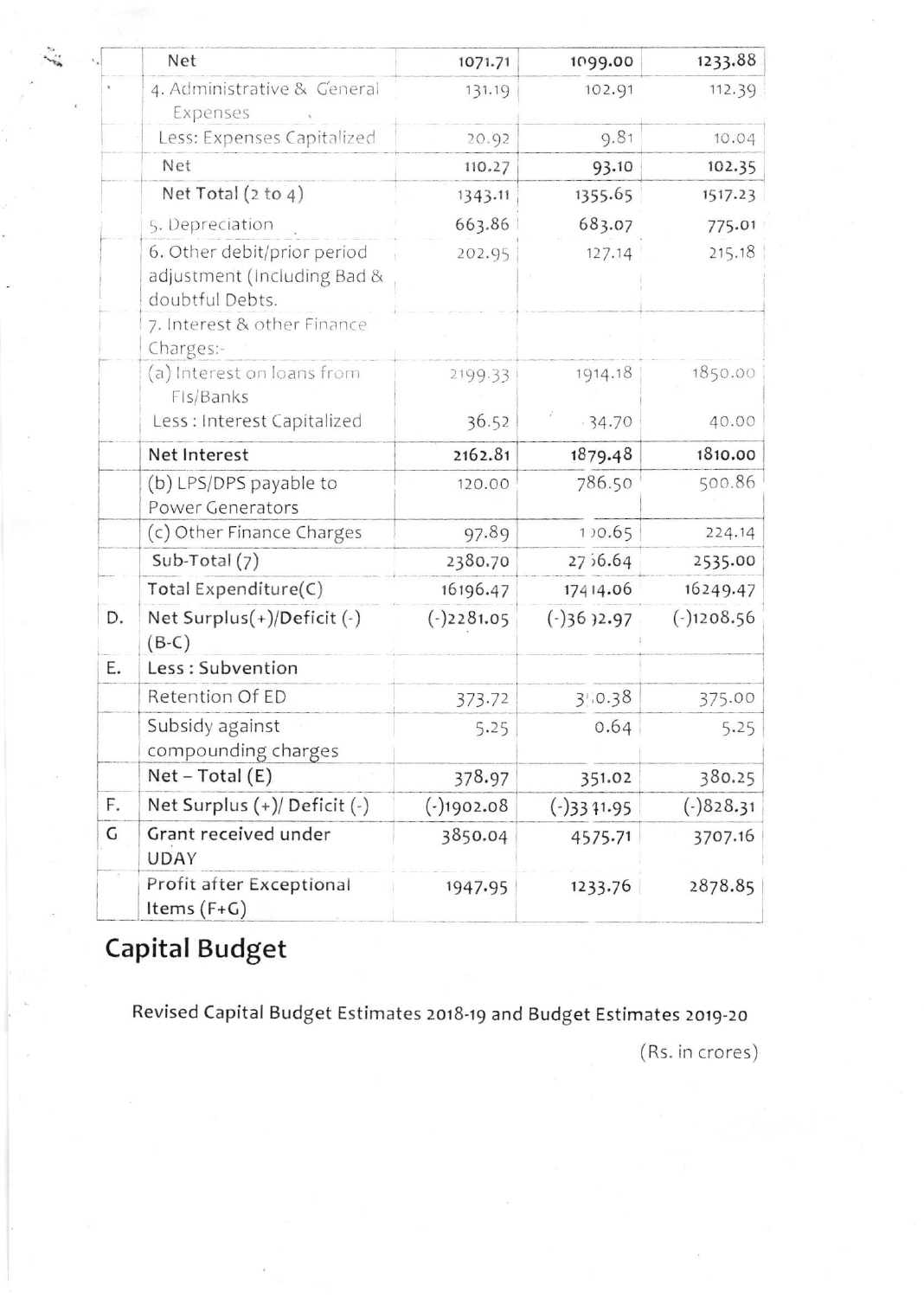| | | | | |
|---|---|---|---|---|
| | Net | 1071.71 | 1099.00 | 1233.88 |
| | 4. Administrative & General Expenses | 131.19 | 102.91 | 112.39 |
| | Less: Expenses Capitalized | 20.92 | 9.81 | 10.04 |
| | Net | 110.27 | 93.10 | 102.35 |
| | Net Total (2 to 4) | 1343.11 | 1355.65 | 1517.23 |
| | 5. Depreciation | 663.86 | 683.07 | 775.01 |
| | 6. Other debit/prior period adjustment (Including Bad & doubtful Debts. | 202.95 | 127.14 | 215.18 |
| | 7. Interest & other Finance Charges:- | | | |
| | (a) Interest on loans from FIs/Banks | 2199.33 | 1914.18 | 1850.00 |
| | Less : Interest Capitalized | 36.52 | 34.70 | 40.00 |
| | Net Interest | 2162.81 | 1879.48 | 1810.00 |
| | (b) LPS/DPS payable to Power Generators | 120.00 | 786.50 | 500.86 |
| | (c) Other Finance Charges | 97.89 | 100.65 | 224.14 |
| | Sub-Total (7) | 2380.70 | 2766.64 | 2535.00 |
| | Total Expenditure(C) | 16196.47 | 17414.06 | 16249.47 |
| D. | Net Surplus(+)/Deficit (-) (B-C) | (-)2281.05 | (-)3692.97 | (-)1208.56 |
| E. | Less : Subvention | | | |
| | Retention Of ED | 373.72 | 350.38 | 375.00 |
| | Subsidy against compounding charges | 5.25 | 0.64 | 5.25 |
| | Net – Total (E) | 378.97 | 351.02 | 380.25 |
| F. | Net Surplus (+)/ Deficit (-) | (-)1902.08 | (-)3341.95 | (-)828.31 |
| G | Grant received under UDAY | 3850.04 | 4575.71 | 3707.16 |
| | Profit after Exceptional Items (F+G) | 1947.95 | 1233.76 | 2878.85 |

## Capital Budget

Revised Capital Budget Estimates 2018-19 and Budget Estimates 2019-20

(Rs. in crores)